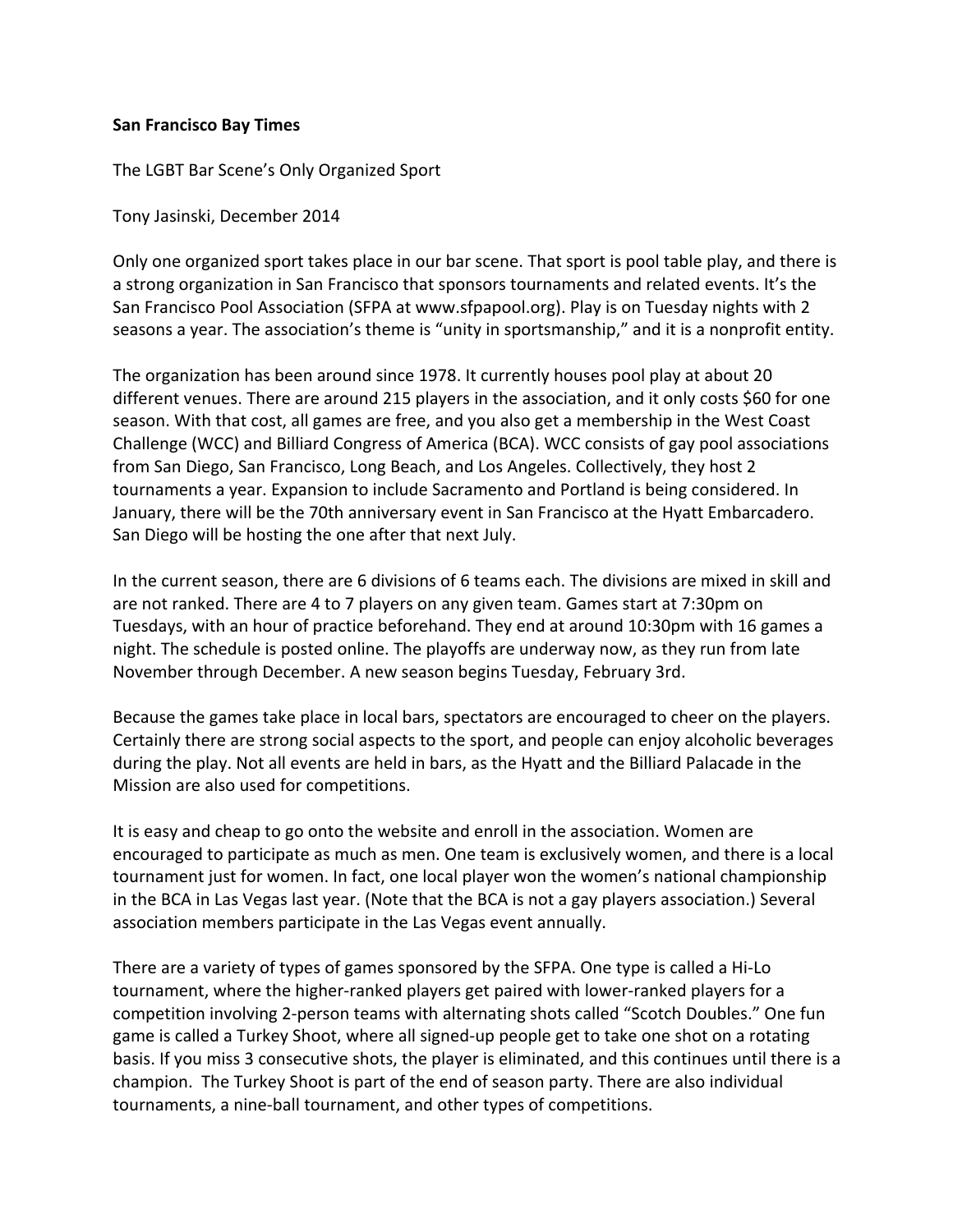**San Francisco Bay Times**

The LGBT Bar Scene's Only Organized Sport

Tony Jasinski, December 2014

Only one organized sport takes place in our bar scene. That sport is pool table play, and there is a strong organization in San Francisco that sponsors tournaments and related events. It's the San Francisco Pool Association (SFPA at www.sfpapool.org). Play is on Tuesday nights with 2 seasons a year. The association's theme is "unity in sportsmanship," and it is a nonprofit entity.

The organization has been around since 1978. It currently houses pool play at about 20 different venues. There are around 215 players in the association, and it only costs $60 for one season. With that cost, all games are free, and you also get a membership in the West Coast Challenge (WCC) and Billiard Congress of America (BCA). WCC consists of gay pool associations from San Diego, San Francisco, Long Beach, and Los Angeles. Collectively, they host 2 tournaments a year. Expansion to include Sacramento and Portland is being considered. In January, there will be the 70th anniversary event in San Francisco at the Hyatt Embarcadero. San Diego will be hosting the one after that next July.

In the current season, there are 6 divisions of 6 teams each. The divisions are mixed in skill and are not ranked. There are 4 to 7 players on any given team. Games start at 7:30pm on Tuesdays, with an hour of practice beforehand. They end at around 10:30pm with 16 games a night. The schedule is posted online. The playoffs are underway now, as they run from late November through December. A new season begins Tuesday, February 3rd.

Because the games take place in local bars, spectators are encouraged to cheer on the players. Certainly there are strong social aspects to the sport, and people can enjoy alcoholic beverages during the play. Not all events are held in bars, as the Hyatt and the Billiard Palacade in the Mission are also used for competitions.

It is easy and cheap to go onto the website and enroll in the association. Women are encouraged to participate as much as men. One team is exclusively women, and there is a local tournament just for women. In fact, one local player won the women's national championship in the BCA in Las Vegas last year. (Note that the BCA is not a gay players association.) Several association members participate in the Las Vegas event annually.

There are a variety of types of games sponsored by the SFPA. One type is called a Hi-Lo tournament, where the higher-ranked players get paired with lower-ranked players for a competition involving 2-person teams with alternating shots called "Scotch Doubles." One fun game is called a Turkey Shoot, where all signed-up people get to take one shot on a rotating basis. If you miss 3 consecutive shots, the player is eliminated, and this continues until there is a champion. The Turkey Shoot is part of the end of season party. There are also individual tournaments, a nine-ball tournament, and other types of competitions.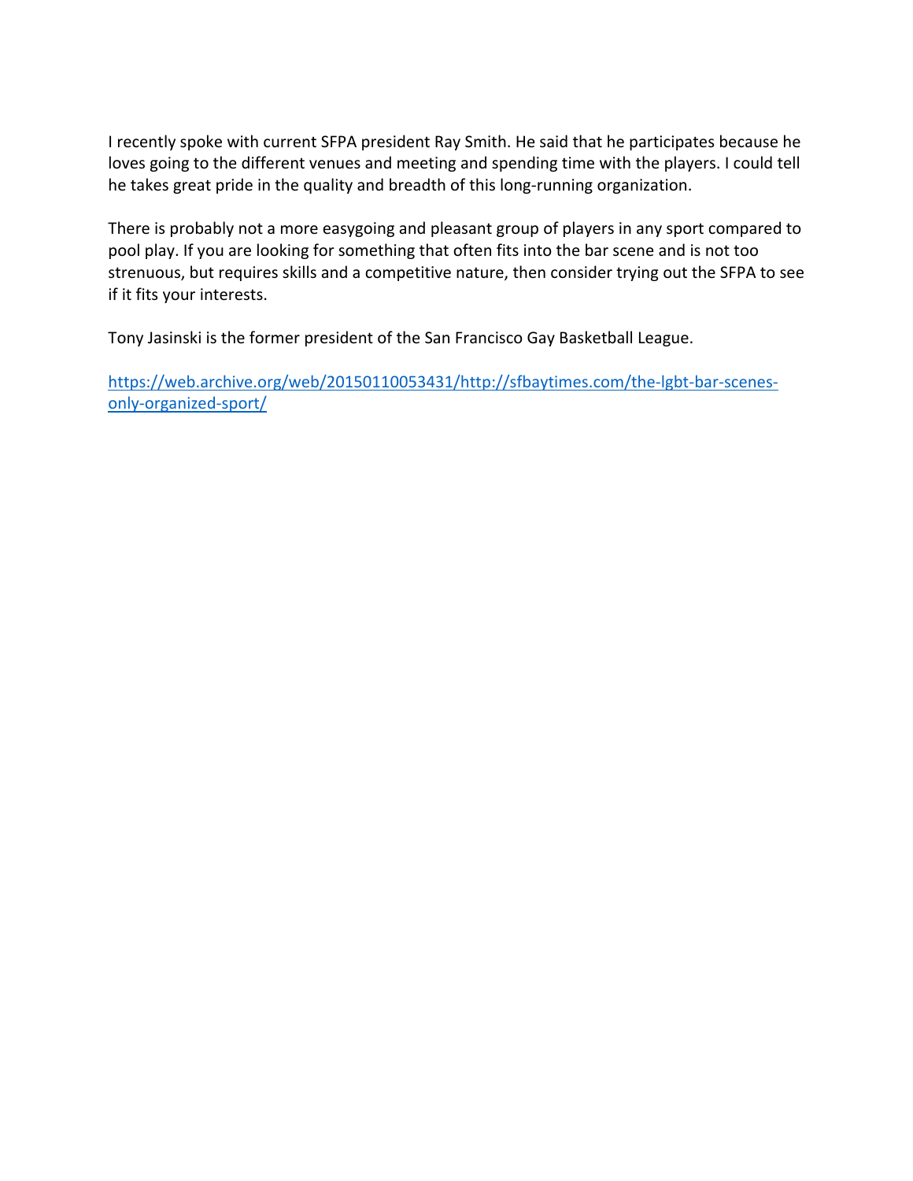I recently spoke with current SFPA president Ray Smith. He said that he participates because he loves going to the different venues and meeting and spending time with the players. I could tell he takes great pride in the quality and breadth of this long-running organization.

There is probably not a more easygoing and pleasant group of players in any sport compared to pool play. If you are looking for something that often fits into the bar scene and is not too strenuous, but requires skills and a competitive nature, then consider trying out the SFPA to see if it fits your interests.

Tony Jasinski is the former president of the San Francisco Gay Basketball League.

[https://web.archive.org/web/20150110053431/http://sfbaytimes.com/the-lgbt-bar-scenes-only-organized-sport/](https://web.archive.org/web/20150110053431/http://sfbaytimes.com/the-lgbt-bar-scenes-only-organized-sport/)